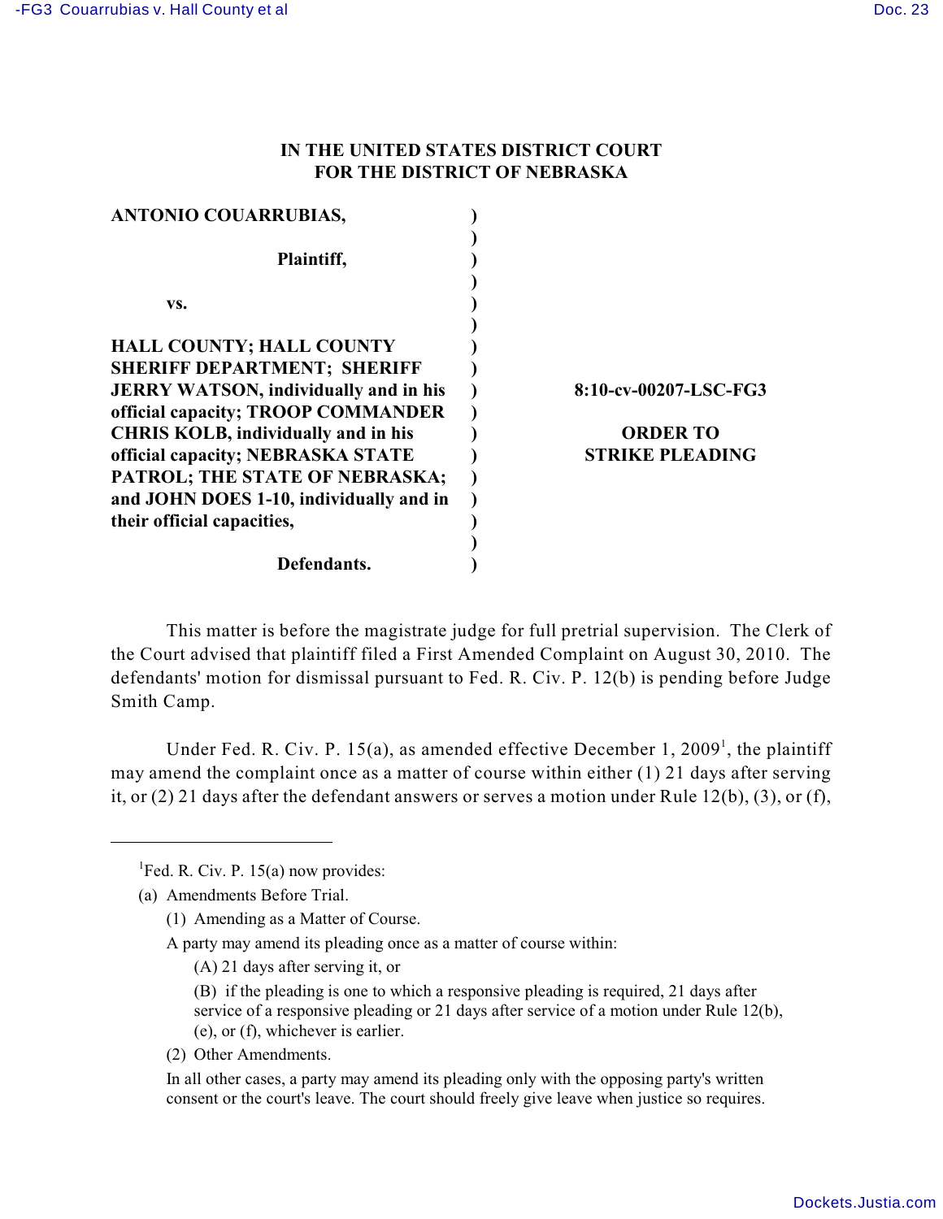# IN THE UNITED STATES DISTRICT COURT FOR THE DISTRICT OF NEBRASKA

| | |
|---|---|
| **ANTONIO COUARRUBIAS,**<br><br>**Plaintiff,**<br><br>**vs.**<br><br>**HALL COUNTY; HALL COUNTY SHERIFF DEPARTMENT; SHERIFF JERRY WATSON, individually and in his official capacity; TROOP COMMANDER CHRIS KOLB, individually and in his official capacity; NEBRASKA STATE PATROL; THE STATE OF NEBRASKA; and JOHN DOES 1-10, individually and in their official capacities,**<br><br>**Defendants.** | **8:10-cv-00207-LSC-FG3**<br><br>**ORDER TO STRIKE PLEADING** |

This matter is before the magistrate judge for full pretrial supervision. The Clerk of the Court advised that plaintiff filed a First Amended Complaint on August 30, 2010. The defendants' motion for dismissal pursuant to Fed. R. Civ. P. 12(b) is pending before Judge Smith Camp.

Under Fed. R. Civ. P. 15(a), as amended effective December 1, 2009[1], the plaintiff may amend the complaint once as a matter of course within either (1) 21 days after serving it, or (2) 21 days after the defendant answers or serves a motion under Rule 12(b), (3), or (f),

---

[1]Fed. R. Civ. P. 15(a) now provides:

(a) Amendments Before Trial.

(1) Amending as a Matter of Course.

A party may amend its pleading once as a matter of course within:

(A) 21 days after serving it, or

(B) if the pleading is one to which a responsive pleading is required, 21 days after service of a responsive pleading or 21 days after service of a motion under Rule 12(b), (e), or (f), whichever is earlier.

(2) Other Amendments.

In all other cases, a party may amend its pleading only with the opposing party's written consent or the court's leave. The court should freely give leave when justice so requires.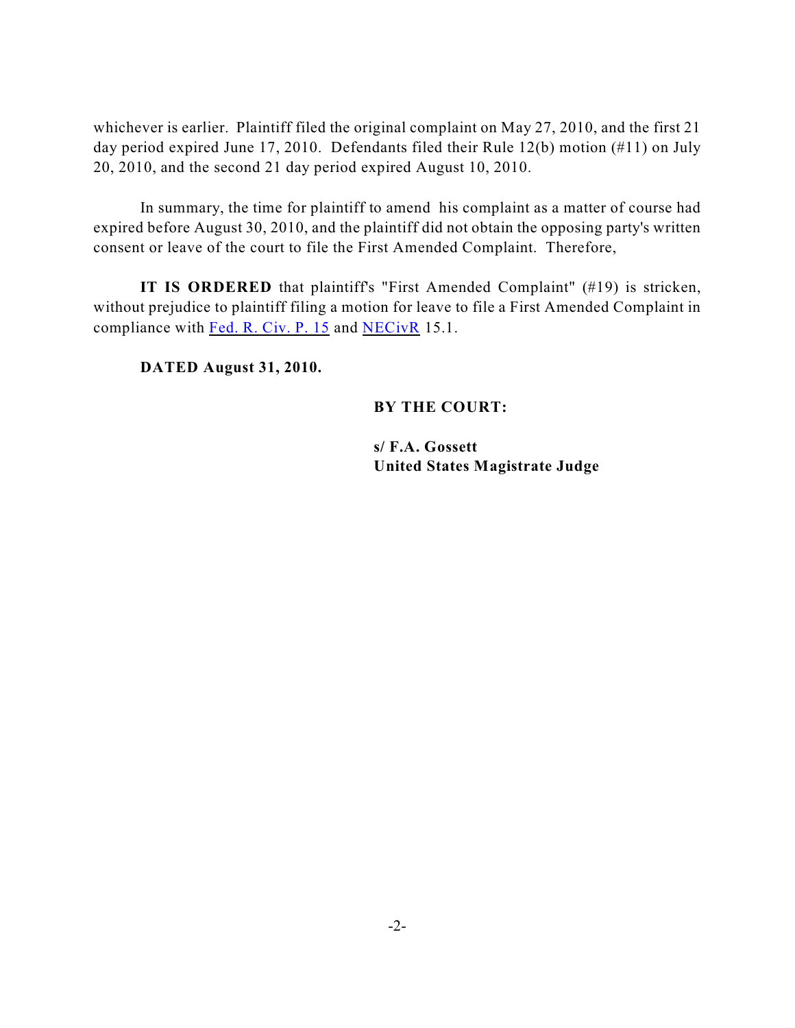whichever is earlier. Plaintiff filed the original complaint on May 27, 2010, and the first 21 day period expired June 17, 2010. Defendants filed their Rule 12(b) motion (#11) on July 20, 2010, and the second 21 day period expired August 10, 2010.

In summary, the time for plaintiff to amend his complaint as a matter of course had expired before August 30, 2010, and the plaintiff did not obtain the opposing party's written consent or leave of the court to file the First Amended Complaint. Therefore,

**IT IS ORDERED** that plaintiff's "First Amended Complaint" (#19) is stricken, without prejudice to plaintiff filing a motion for leave to file a First Amended Complaint in compliance with Fed. R. Civ. P. 15 and NECivR 15.1.

**DATED August 31, 2010.**

**BY THE COURT:**

**s/ F.A. Gossett**
**United States Magistrate Judge**